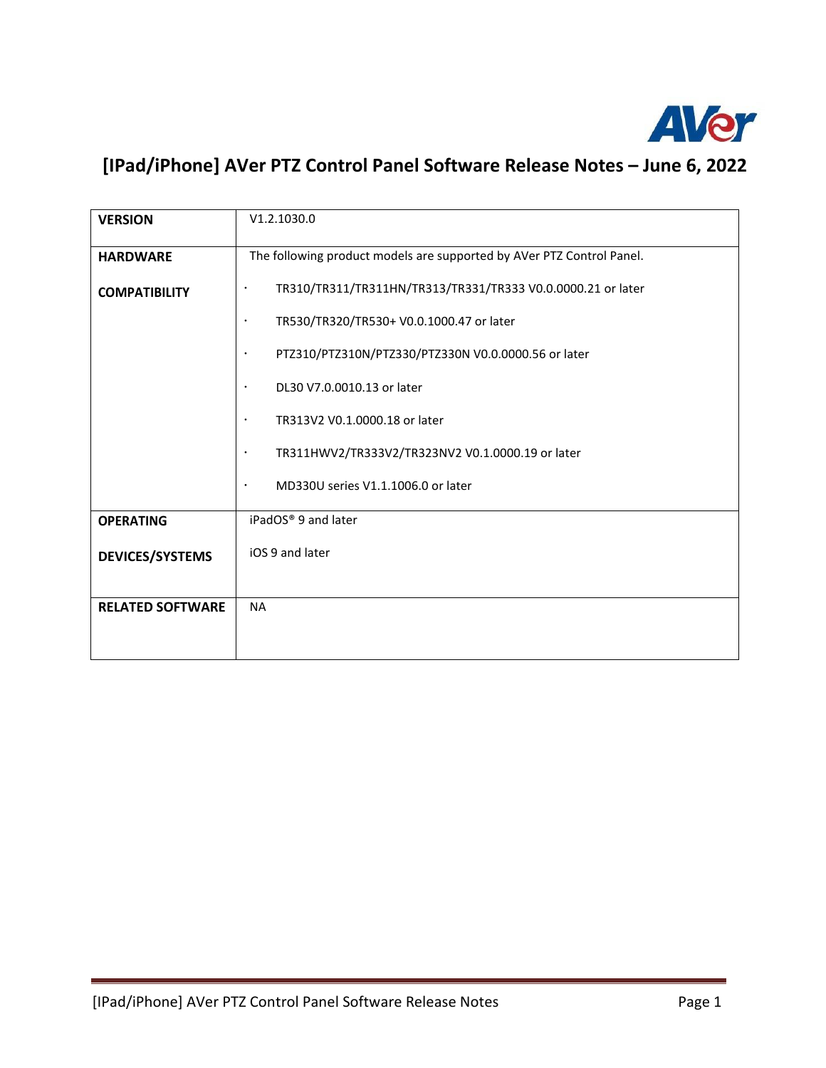# [IPad/iPhone] AVer PTZ Control Panel Software Release Notes – June 6, 2022

| | |
|---|---|
| **VERSION** | V1.2.1030.0 |
| **HARDWARE COMPATIBILITY** | The following product models are supported by AVer PTZ Control Panel.<br>· TR310/TR311/TR311HN/TR313/TR331/TR333 V0.0.0000.21 or later<br>· TR530/TR320/TR530+ V0.0.1000.47 or later<br>· PTZ310/PTZ310N/PTZ330/PTZ330N V0.0.0000.56 or later<br>· DL30 V7.0.0010.13 or later<br>· TR313V2 V0.1.0000.18 or later<br>· TR311HWV2/TR333V2/TR323NV2 V0.1.0000.19 or later<br>· MD330U series V1.1.1006.0 or later |
| **OPERATING DEVICES/SYSTEMS** | iPadOS® 9 and later<br>iOS 9 and later |
| **RELATED SOFTWARE** | NA |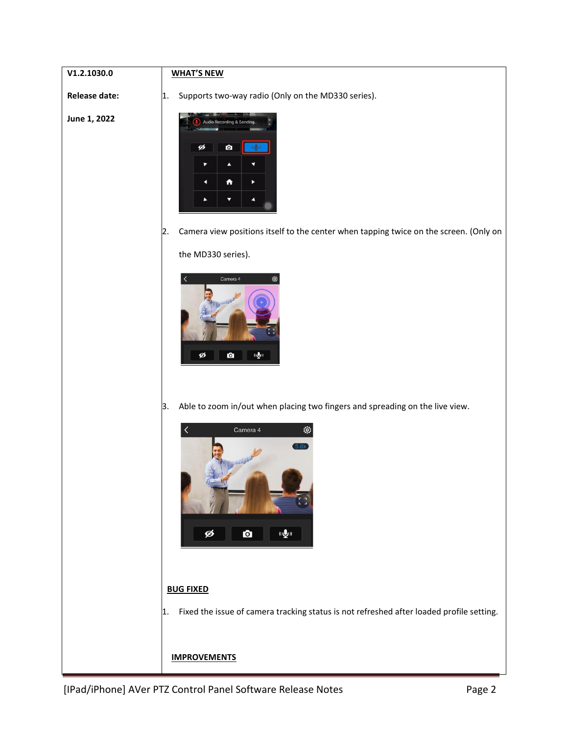| | |
|---|---|
| **V1.2.1030.0**<br><br>**Release date:**<br><br>**June 1, 2022** | **WHAT'S NEW**<br><br>1. Supports two-way radio (Only on the MD330 series).<br><br>2. Camera view positions itself to the center when tapping twice on the screen. (Only on the MD330 series).<br><br>3. Able to zoom in/out when placing two fingers and spreading on the live view.<br><br>**BUG FIXED**<br><br>1. Fixed the issue of camera tracking status is not refreshed after loaded profile setting.<br><br>**IMPROVEMENTS** |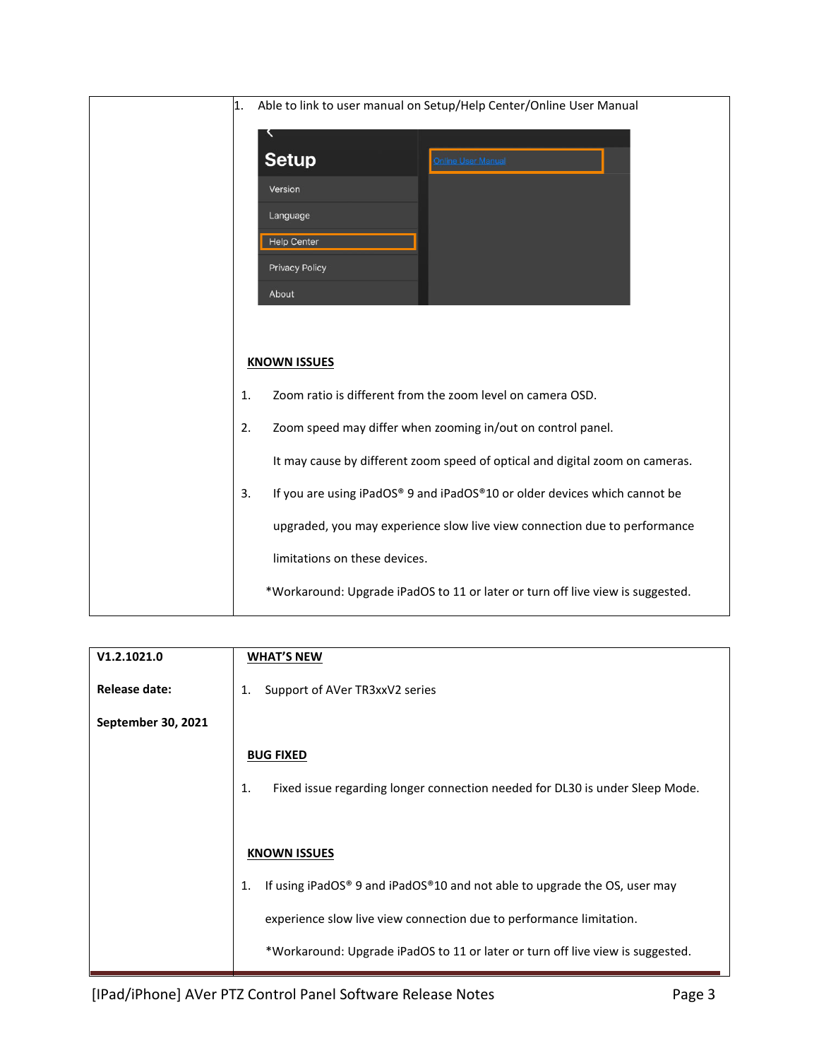| | |
|---|---|
| | 1. Able to link to user manual on Setup/Help Center/Online User Manual<br><br>**KNOWN ISSUES**<br><br>1. Zoom ratio is different from the zoom level on camera OSD.<br>2. Zoom speed may differ when zooming in/out on control panel.<br>It may cause by different zoom speed of optical and digital zoom on cameras.<br>3. If you are using iPadOS® 9 and iPadOS®10 or older devices which cannot be upgraded, you may experience slow live view connection due to performance limitations on these devices.<br>*Workaround: Upgrade iPadOS to 11 or later or turn off live view is suggested. |

| | |
|---|---|
| **V1.2.1021.0**<br><br>**Release date:**<br><br>**September 30, 2021** | **WHAT'S NEW**<br><br>1. Support of AVer TR3xxV2 series<br><br>**BUG FIXED**<br><br>1. Fixed issue regarding longer connection needed for DL30 is under Sleep Mode.<br><br>**KNOWN ISSUES**<br><br>1. If using iPadOS® 9 and iPadOS®10 and not able to upgrade the OS, user may experience slow live view connection due to performance limitation.<br>*Workaround: Upgrade iPadOS to 11 or later or turn off live view is suggested. |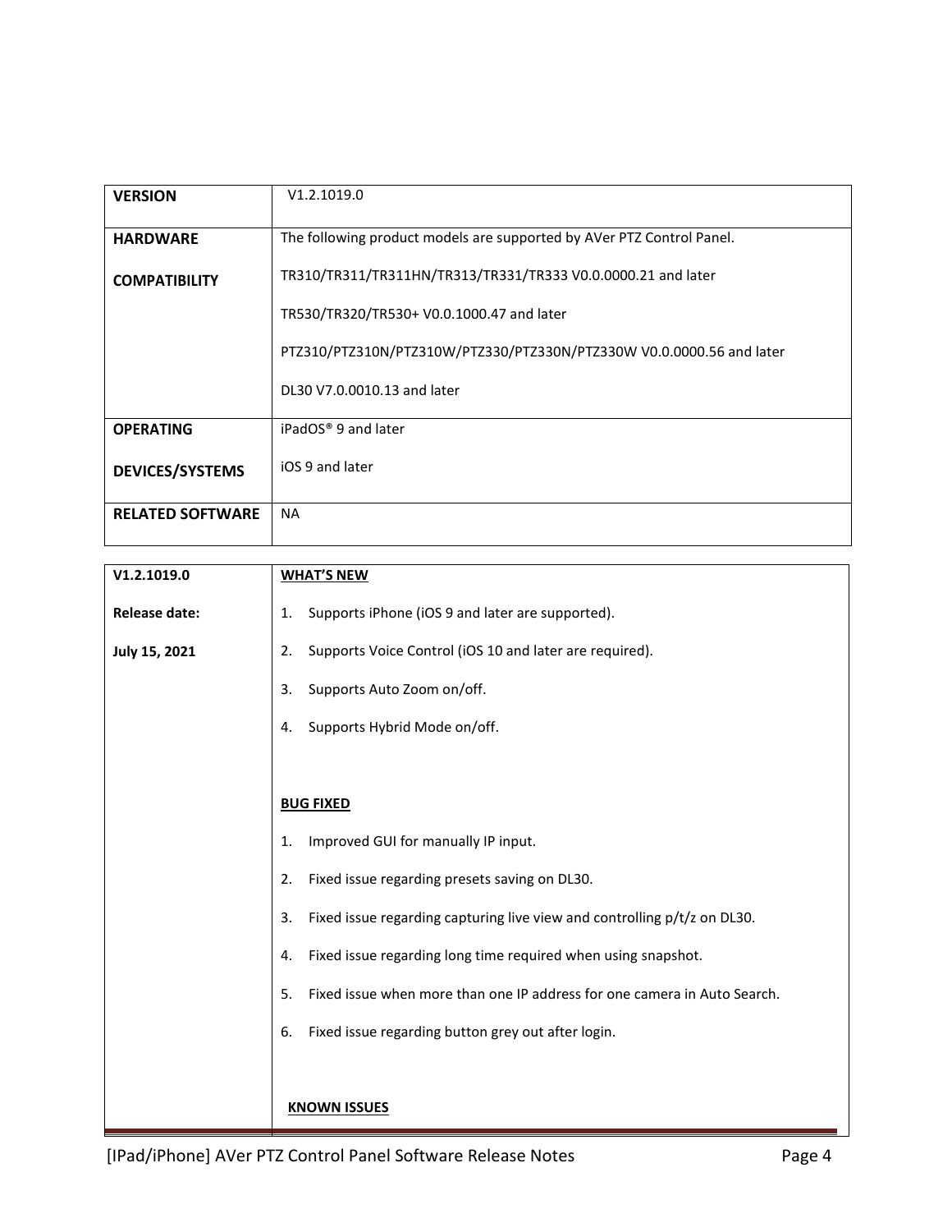| VERSION | V1.2.1019.0 |
| --- | --- |
| HARDWARE COMPATIBILITY | The following product models are supported by AVer PTZ Control Panel.<br><br>TR310/TR311/TR311HN/TR313/TR331/TR333 V0.0.0000.21 and later<br><br>TR530/TR320/TR530+ V0.0.1000.47 and later<br><br>PTZ310/PTZ310N/PTZ310W/PTZ330/PTZ330N/PTZ330W V0.0.0000.56 and later<br><br>DL30 V7.0.0010.13 and later |
| OPERATING DEVICES/SYSTEMS | iPadOS® 9 and later<br><br>iOS 9 and later |
| RELATED SOFTWARE | NA |

| V1.2.1019.0<br><br>Release date:<br><br>July 15, 2021 | **WHAT'S NEW**<br><br>1. Supports iPhone (iOS 9 and later are supported).<br><br>2. Supports Voice Control (iOS 10 and later are required).<br><br>3. Supports Auto Zoom on/off.<br><br>4. Supports Hybrid Mode on/off.<br><br>**BUG FIXED**<br><br>1. Improved GUI for manually IP input.<br><br>2. Fixed issue regarding presets saving on DL30.<br><br>3. Fixed issue regarding capturing live view and controlling p/t/z on DL30.<br><br>4. Fixed issue regarding long time required when using snapshot.<br><br>5. Fixed issue when more than one IP address for one camera in Auto Search.<br><br>6. Fixed issue regarding button grey out after login.<br><br>**KNOWN ISSUES** |
| --- | --- |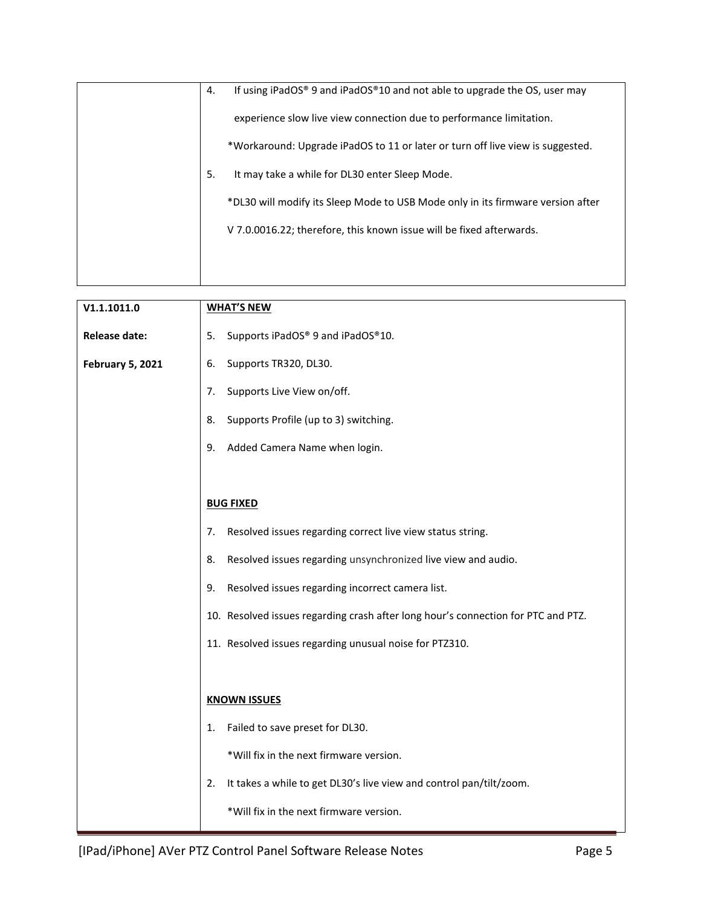| | |
|---|---|
| | 4. If using iPadOS® 9 and iPadOS®10 and not able to upgrade the OS, user may experience slow live view connection due to performance limitation.<br>*Workaround: Upgrade iPadOS to 11 or later or turn off live view is suggested.<br>5. It may take a while for DL30 enter Sleep Mode.<br>*DL30 will modify its Sleep Mode to USB Mode only in its firmware version after V 7.0.0016.22; therefore, this known issue will be fixed afterwards. |

| | |
|---|---|
| **V1.1.1011.0**<br><br>**Release date:**<br><br>**February 5, 2021** | **WHAT'S NEW**<br>5. Supports iPadOS® 9 and iPadOS®10.<br>6. Supports TR320, DL30.<br>7. Supports Live View on/off.<br>8. Supports Profile (up to 3) switching.<br>9. Added Camera Name when login.<br><br>**BUG FIXED**<br>7. Resolved issues regarding correct live view status string.<br>8. Resolved issues regarding unsynchronized live view and audio.<br>9. Resolved issues regarding incorrect camera list.<br>10. Resolved issues regarding crash after long hour's connection for PTC and PTZ.<br>11. Resolved issues regarding unusual noise for PTZ310.<br><br>**KNOWN ISSUES**<br>1. Failed to save preset for DL30.<br>*Will fix in the next firmware version.<br>2. It takes a while to get DL30's live view and control pan/tilt/zoom.<br>*Will fix in the next firmware version. |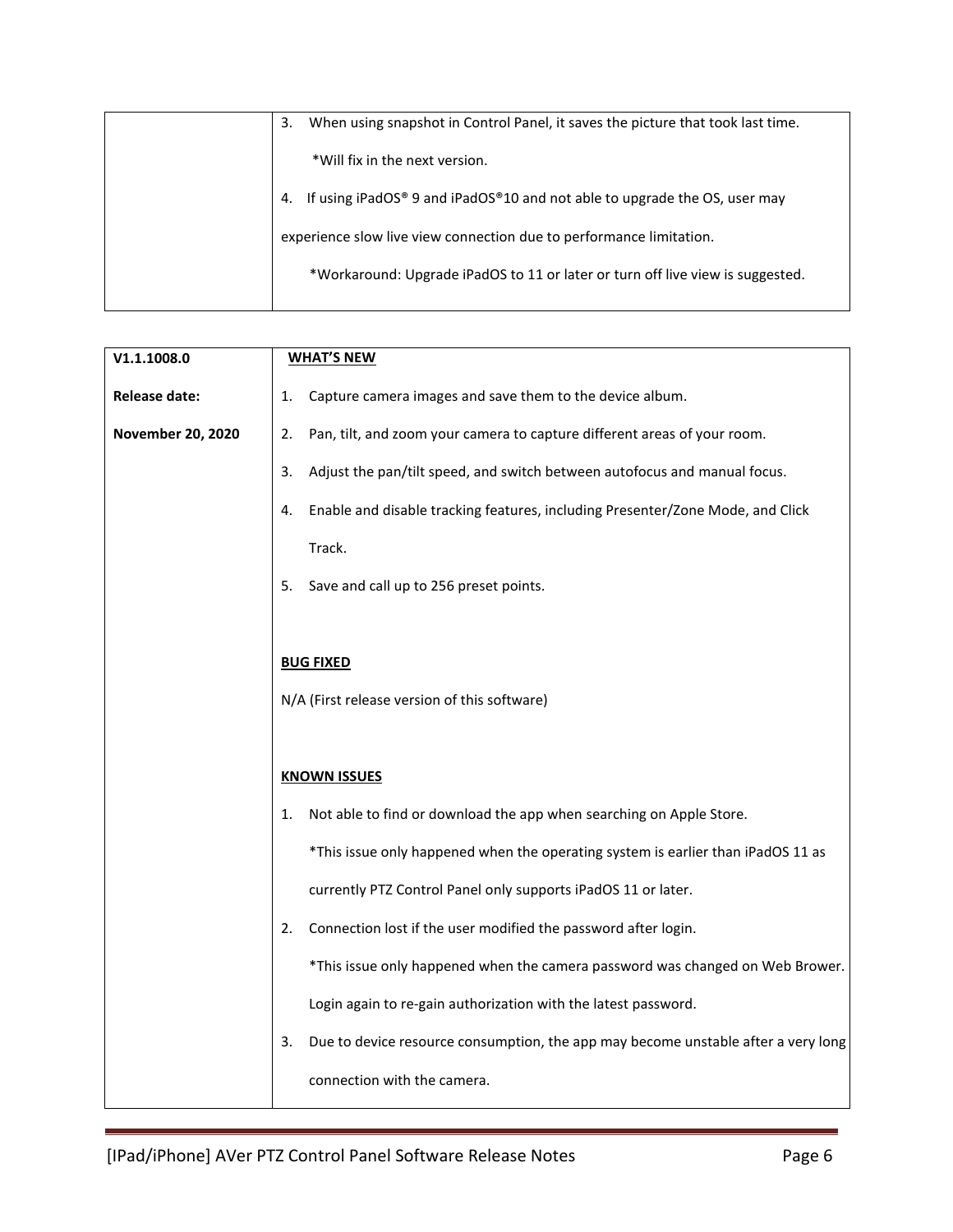| | |
|---|---|
| | 3. When using snapshot in Control Panel, it saves the picture that took last time.<br>*Will fix in the next version.<br>4. If using iPadOS® 9 and iPadOS®10 and not able to upgrade the OS, user may experience slow live view connection due to performance limitation.<br>*Workaround: Upgrade iPadOS to 11 or later or turn off live view is suggested. |

| | |
|---|---|
| **V1.1.1008.0**<br><br>**Release date:**<br><br>**November 20, 2020** | **<u>WHAT'S NEW</u>**<br>1. Capture camera images and save them to the device album.<br>2. Pan, tilt, and zoom your camera to capture different areas of your room.<br>3. Adjust the pan/tilt speed, and switch between autofocus and manual focus.<br>4. Enable and disable tracking features, including Presenter/Zone Mode, and Click Track.<br>5. Save and call up to 256 preset points.<br><br>**<u>BUG FIXED</u>**<br>N/A (First release version of this software)<br><br>**<u>KNOWN ISSUES</u>**<br>1. Not able to find or download the app when searching on Apple Store.<br>*This issue only happened when the operating system is earlier than iPadOS 11 as currently PTZ Control Panel only supports iPadOS 11 or later.<br>2. Connection lost if the user modified the password after login.<br>*This issue only happened when the camera password was changed on Web Brower. Login again to re-gain authorization with the latest password.<br>3. Due to device resource consumption, the app may become unstable after a very long connection with the camera. |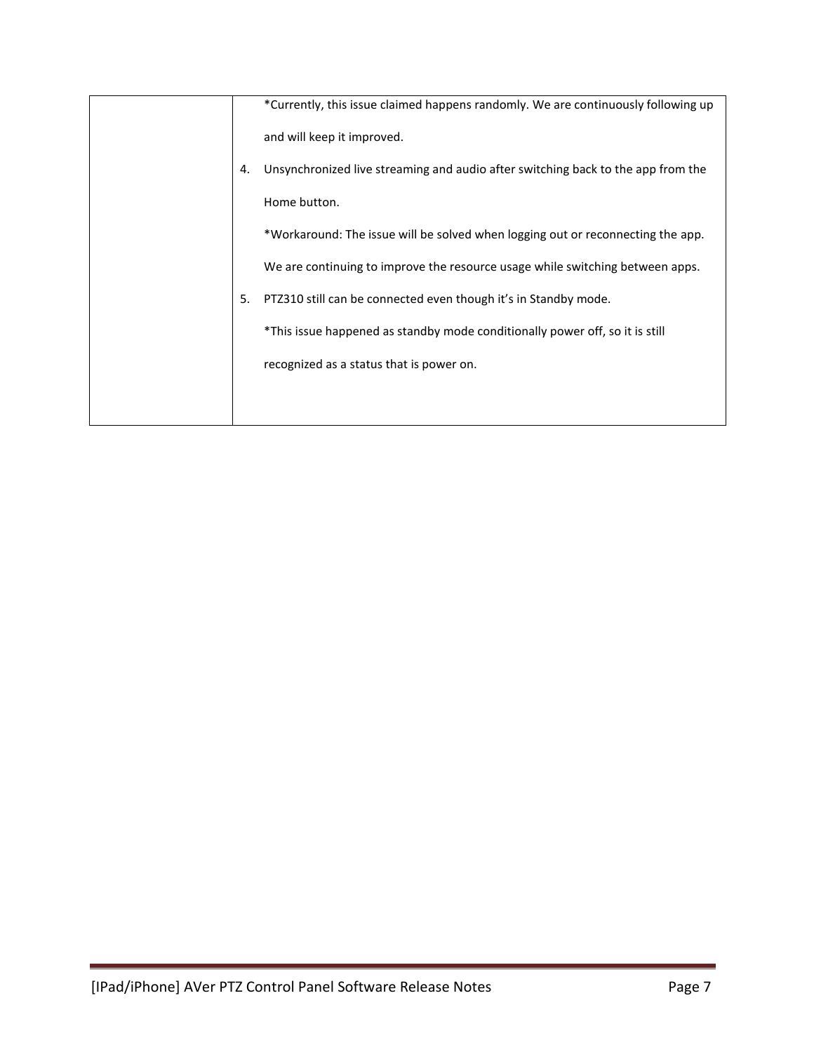| | |
|---|---|
| | *Currently, this issue claimed happens randomly. We are continuously following up and will keep it improved.<br>4. Unsynchronized live streaming and audio after switching back to the app from the Home button.<br>*Workaround: The issue will be solved when logging out or reconnecting the app. We are continuing to improve the resource usage while switching between apps.<br>5. PTZ310 still can be connected even though it's in Standby mode.<br>*This issue happened as standby mode conditionally power off, so it is still recognized as a status that is power on. |